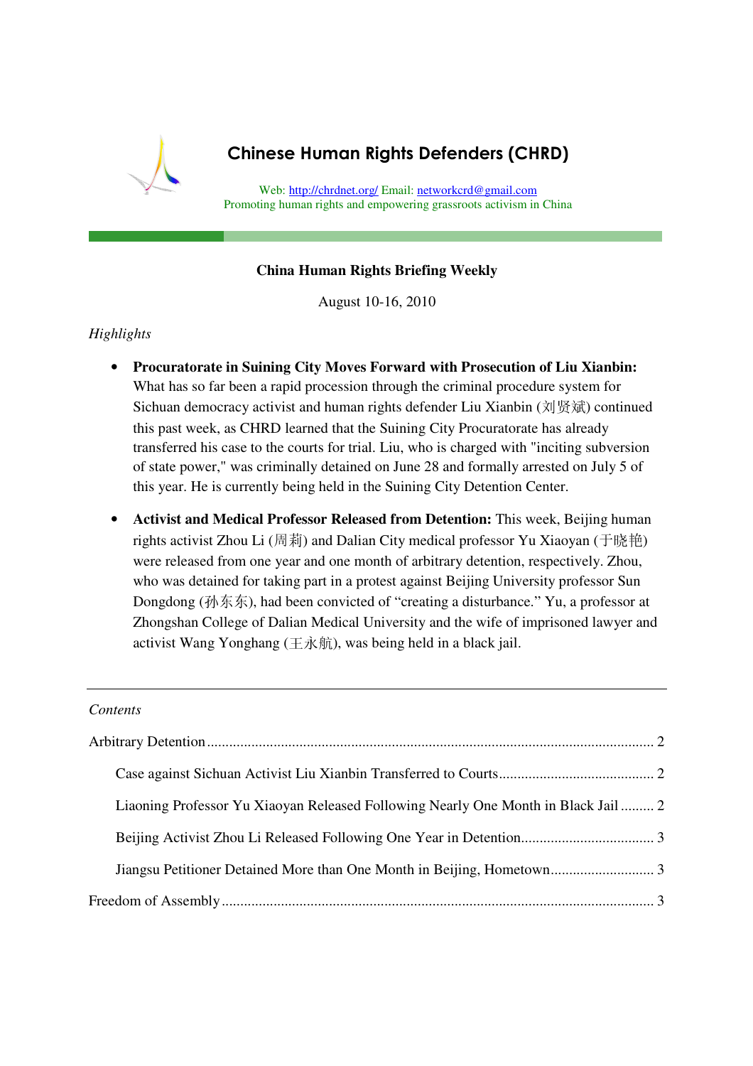# Chinese Human Rights Defenders (CHRD)

Web: http://chrdnet.org/ Email: networkcrd@gmail.com
Promoting human rights and empowering grassroots activism in China

## China Human Rights Briefing Weekly

August 10-16, 2010

*Highlights*

- **Procuratorate in Suining City Moves Forward with Prosecution of Liu Xianbin:** What has so far been a rapid procession through the criminal procedure system for Sichuan democracy activist and human rights defender Liu Xianbin (刘贤斌) continued this past week, as CHRD learned that the Suining City Procuratorate has already transferred his case to the courts for trial. Liu, who is charged with "inciting subversion of state power," was criminally detained on June 28 and formally arrested on July 5 of this year. He is currently being held in the Suining City Detention Center.

- **Activist and Medical Professor Released from Detention:** This week, Beijing human rights activist Zhou Li (周莉) and Dalian City medical professor Yu Xiaoyan (于晓艳) were released from one year and one month of arbitrary detention, respectively. Zhou, who was detained for taking part in a protest against Beijing University professor Sun Dongdong (孙东东), had been convicted of "creating a disturbance." Yu, a professor at Zhongshan College of Dalian Medical University and the wife of imprisoned lawyer and activist Wang Yonghang (王永航), was being held in a black jail.

---

*Contents*

Arbitrary Detention ........ 2

- Case against Sichuan Activist Liu Xianbin Transferred to Courts ........ 2
- Liaoning Professor Yu Xiaoyan Released Following Nearly One Month in Black Jail ........ 2
- Beijing Activist Zhou Li Released Following One Year in Detention ........ 3
- Jiangsu Petitioner Detained More than One Month in Beijing, Hometown ........ 3

Freedom of Assembly ........ 3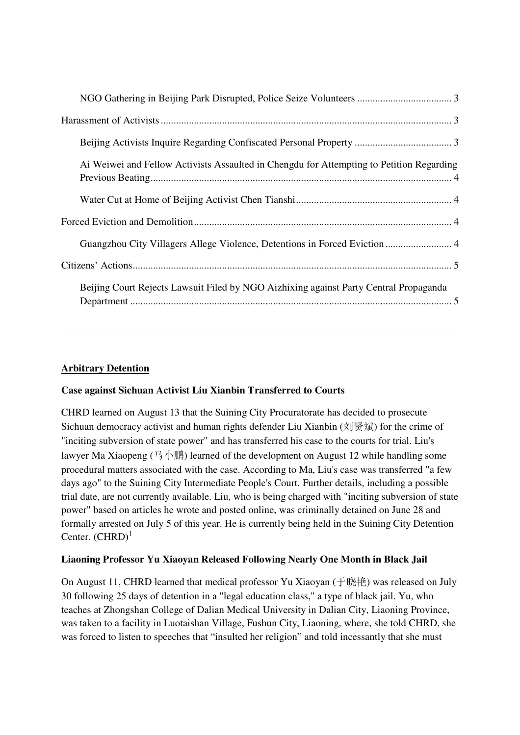NGO Gathering in Beijing Park Disrupted, Police Seize Volunteers ..................................... 3

Harassment of Activists ................................................................................................................ 3

Beijing Activists Inquire Regarding Confiscated Personal Property ...................................... 3

Ai Weiwei and Fellow Activists Assaulted in Chengdu for Attempting to Petition Regarding Previous Beating ..................................................................................................................... 4

Water Cut at Home of Beijing Activist Chen Tianshi ............................................................. 4

Forced Eviction and Demolition .................................................................................................... 4

Guangzhou City Villagers Allege Violence, Detentions in Forced Eviction .......................... 4

Citizens' Actions ............................................................................................................................ 5

Beijing Court Rejects Lawsuit Filed by NGO Aizhixing against Party Central Propaganda Department ............................................................................................................................. 5

---

## Arbitrary Detention

### Case against Sichuan Activist Liu Xianbin Transferred to Courts

CHRD learned on August 13 that the Suining City Procuratorate has decided to prosecute Sichuan democracy activist and human rights defender Liu Xianbin (刘贤斌) for the crime of "inciting subversion of state power" and has transferred his case to the courts for trial. Liu's lawyer Ma Xiaopeng (马小鹏) learned of the development on August 12 while handling some procedural matters associated with the case. According to Ma, Liu's case was transferred "a few days ago" to the Suining City Intermediate People's Court. Further details, including a possible trial date, are not currently available. Liu, who is being charged with "inciting subversion of state power" based on articles he wrote and posted online, was criminally detained on June 28 and formally arrested on July 5 of this year. He is currently being held in the Suining City Detention Center. (CHRD)[1]

### Liaoning Professor Yu Xiaoyan Released Following Nearly One Month in Black Jail

On August 11, CHRD learned that medical professor Yu Xiaoyan (于晓艳) was released on July 30 following 25 days of detention in a "legal education class," a type of black jail. Yu, who teaches at Zhongshan College of Dalian Medical University in Dalian City, Liaoning Province, was taken to a facility in Luotaishan Village, Fushun City, Liaoning, where, she told CHRD, she was forced to listen to speeches that "insulted her religion" and told incessantly that she must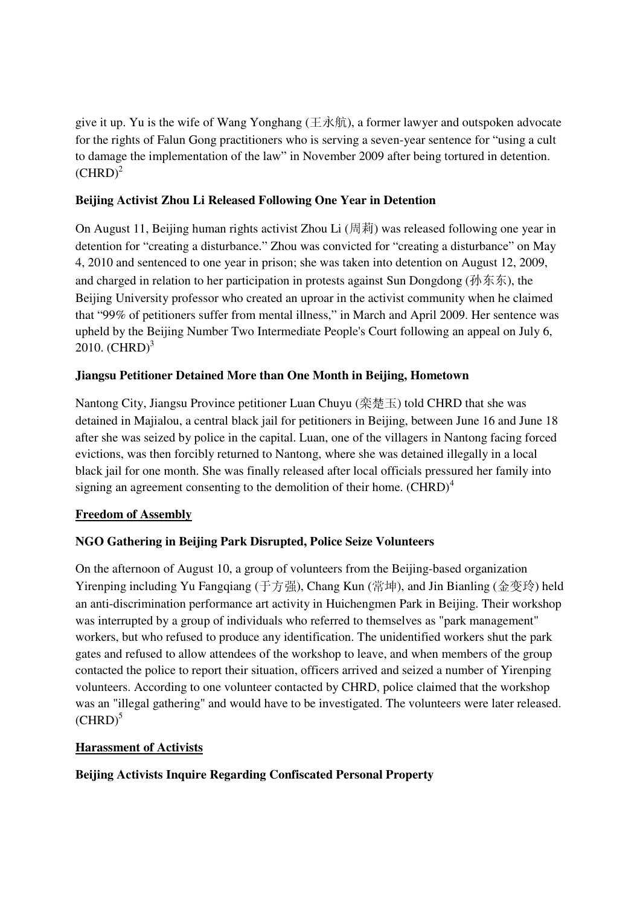give it up. Yu is the wife of Wang Yonghang (王永航), a former lawyer and outspoken advocate for the rights of Falun Gong practitioners who is serving a seven-year sentence for "using a cult to damage the implementation of the law" in November 2009 after being tortured in detention. (CHRD)[2]

**Beijing Activist Zhou Li Released Following One Year in Detention**

On August 11, Beijing human rights activist Zhou Li (周莉) was released following one year in detention for "creating a disturbance." Zhou was convicted for "creating a disturbance" on May 4, 2010 and sentenced to one year in prison; she was taken into detention on August 12, 2009, and charged in relation to her participation in protests against Sun Dongdong (孙东东), the Beijing University professor who created an uproar in the activist community when he claimed that "99% of petitioners suffer from mental illness," in March and April 2009. Her sentence was upheld by the Beijing Number Two Intermediate People's Court following an appeal on July 6, 2010. (CHRD)[3]

**Jiangsu Petitioner Detained More than One Month in Beijing, Hometown**

Nantong City, Jiangsu Province petitioner Luan Chuyu (栾楚玉) told CHRD that she was detained in Majialou, a central black jail for petitioners in Beijing, between June 16 and June 18 after she was seized by police in the capital. Luan, one of the villagers in Nantong facing forced evictions, was then forcibly returned to Nantong, where she was detained illegally in a local black jail for one month. She was finally released after local officials pressured her family into signing an agreement consenting to the demolition of their home. (CHRD)[4]

**Freedom of Assembly**

**NGO Gathering in Beijing Park Disrupted, Police Seize Volunteers**

On the afternoon of August 10, a group of volunteers from the Beijing-based organization Yirenping including Yu Fangqiang (于方强), Chang Kun (常坤), and Jin Bianling (金变玲) held an anti-discrimination performance art activity in Huichengmen Park in Beijing. Their workshop was interrupted by a group of individuals who referred to themselves as "park management" workers, but who refused to produce any identification. The unidentified workers shut the park gates and refused to allow attendees of the workshop to leave, and when members of the group contacted the police to report their situation, officers arrived and seized a number of Yirenping volunteers. According to one volunteer contacted by CHRD, police claimed that the workshop was an "illegal gathering" and would have to be investigated. The volunteers were later released. (CHRD)[5]

**Harassment of Activists**

**Beijing Activists Inquire Regarding Confiscated Personal Property**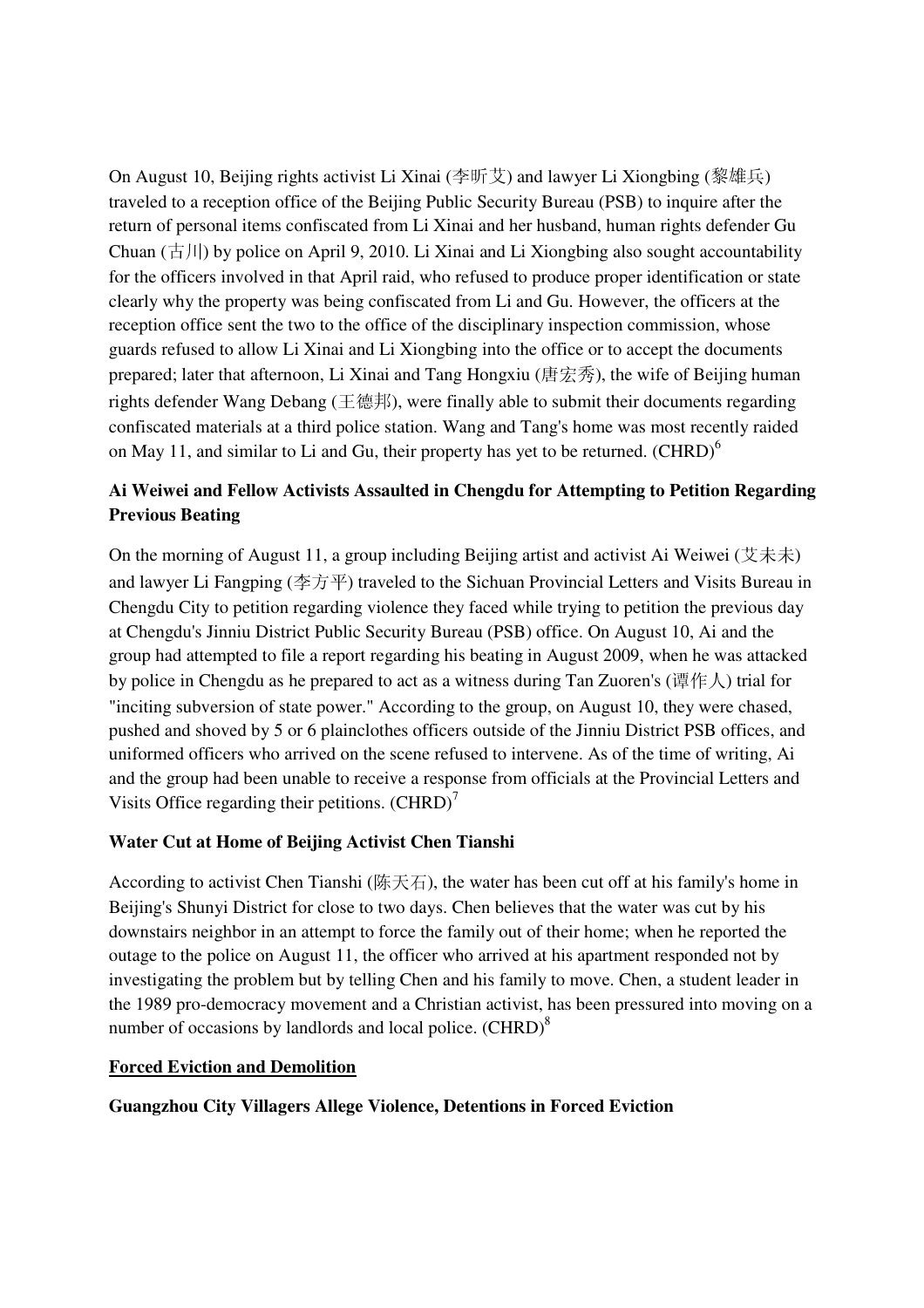On August 10, Beijing rights activist Li Xinai (李昕艾) and lawyer Li Xiongbing (黎雄兵) traveled to a reception office of the Beijing Public Security Bureau (PSB) to inquire after the return of personal items confiscated from Li Xinai and her husband, human rights defender Gu Chuan (古川) by police on April 9, 2010. Li Xinai and Li Xiongbing also sought accountability for the officers involved in that April raid, who refused to produce proper identification or state clearly why the property was being confiscated from Li and Gu. However, the officers at the reception office sent the two to the office of the disciplinary inspection commission, whose guards refused to allow Li Xinai and Li Xiongbing into the office or to accept the documents prepared; later that afternoon, Li Xinai and Tang Hongxiu (唐宏秀), the wife of Beijing human rights defender Wang Debang (王德邦), were finally able to submit their documents regarding confiscated materials at a third police station. Wang and Tang's home was most recently raided on May 11, and similar to Li and Gu, their property has yet to be returned. (CHRD)[6]

**Ai Weiwei and Fellow Activists Assaulted in Chengdu for Attempting to Petition Regarding Previous Beating**

On the morning of August 11, a group including Beijing artist and activist Ai Weiwei (艾未未) and lawyer Li Fangping (李方平) traveled to the Sichuan Provincial Letters and Visits Bureau in Chengdu City to petition regarding violence they faced while trying to petition the previous day at Chengdu's Jinniu District Public Security Bureau (PSB) office. On August 10, Ai and the group had attempted to file a report regarding his beating in August 2009, when he was attacked by police in Chengdu as he prepared to act as a witness during Tan Zuoren's (谭作人) trial for "inciting subversion of state power." According to the group, on August 10, they were chased, pushed and shoved by 5 or 6 plainclothes officers outside of the Jinniu District PSB offices, and uniformed officers who arrived on the scene refused to intervene. As of the time of writing, Ai and the group had been unable to receive a response from officials at the Provincial Letters and Visits Office regarding their petitions. (CHRD)[7]

**Water Cut at Home of Beijing Activist Chen Tianshi**

According to activist Chen Tianshi (陈天石), the water has been cut off at his family's home in Beijing's Shunyi District for close to two days. Chen believes that the water was cut by his downstairs neighbor in an attempt to force the family out of their home; when he reported the outage to the police on August 11, the officer who arrived at his apartment responded not by investigating the problem but by telling Chen and his family to move. Chen, a student leader in the 1989 pro-democracy movement and a Christian activist, has been pressured into moving on a number of occasions by landlords and local police. (CHRD)[8]

## Forced Eviction and Demolition

**Guangzhou City Villagers Allege Violence, Detentions in Forced Eviction**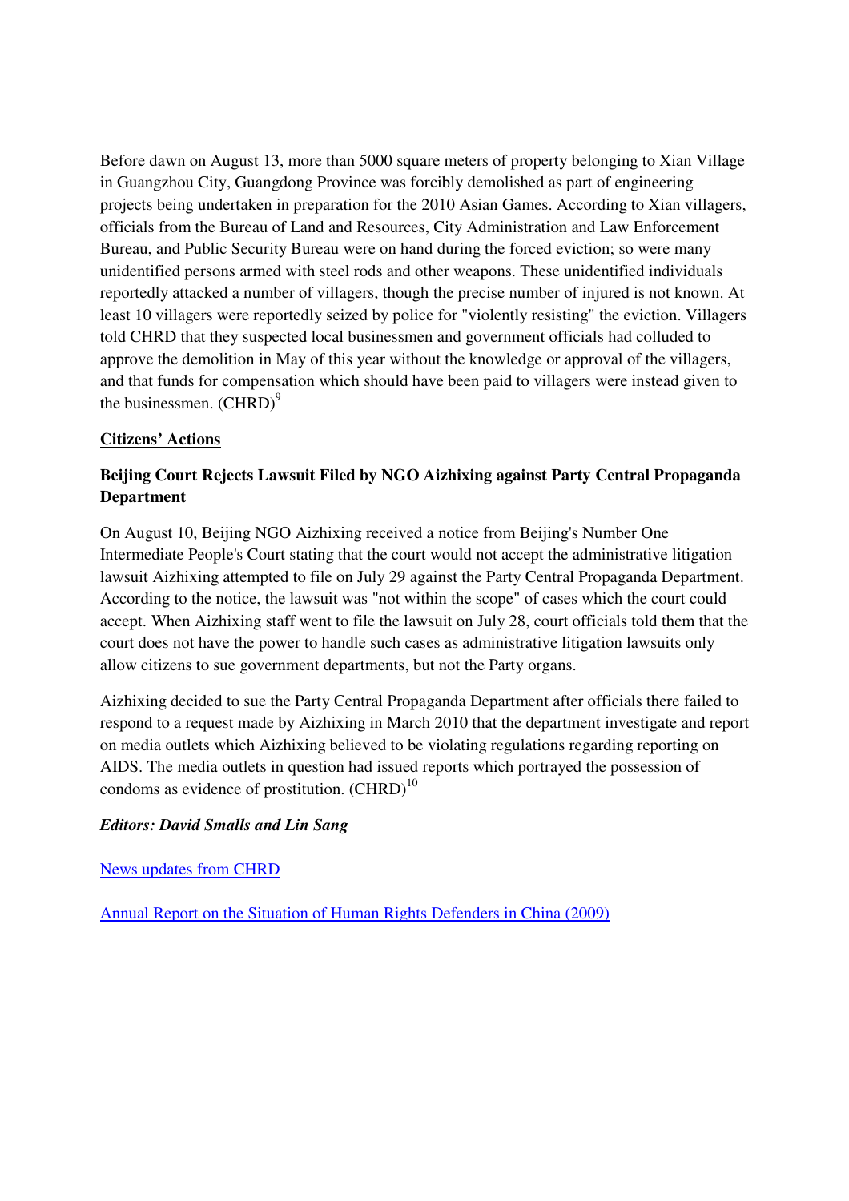Before dawn on August 13, more than 5000 square meters of property belonging to Xian Village in Guangzhou City, Guangdong Province was forcibly demolished as part of engineering projects being undertaken in preparation for the 2010 Asian Games. According to Xian villagers, officials from the Bureau of Land and Resources, City Administration and Law Enforcement Bureau, and Public Security Bureau were on hand during the forced eviction; so were many unidentified persons armed with steel rods and other weapons. These unidentified individuals reportedly attacked a number of villagers, though the precise number of injured is not known. At least 10 villagers were reportedly seized by police for "violently resisting" the eviction. Villagers told CHRD that they suspected local businessmen and government officials had colluded to approve the demolition in May of this year without the knowledge or approval of the villagers, and that funds for compensation which should have been paid to villagers were instead given to the businessmen. (CHRD)[9]

**Citizens' Actions**

### Beijing Court Rejects Lawsuit Filed by NGO Aizhixing against Party Central Propaganda Department

On August 10, Beijing NGO Aizhixing received a notice from Beijing's Number One Intermediate People's Court stating that the court would not accept the administrative litigation lawsuit Aizhixing attempted to file on July 29 against the Party Central Propaganda Department. According to the notice, the lawsuit was "not within the scope" of cases which the court could accept. When Aizhixing staff went to file the lawsuit on July 28, court officials told them that the court does not have the power to handle such cases as administrative litigation lawsuits only allow citizens to sue government departments, but not the Party organs.

Aizhixing decided to sue the Party Central Propaganda Department after officials there failed to respond to a request made by Aizhixing in March 2010 that the department investigate and report on media outlets which Aizhixing believed to be violating regulations regarding reporting on AIDS. The media outlets in question had issued reports which portrayed the possession of condoms as evidence of prostitution. (CHRD)[10]

***Editors: David Smalls and Lin Sang***

News updates from CHRD

Annual Report on the Situation of Human Rights Defenders in China (2009)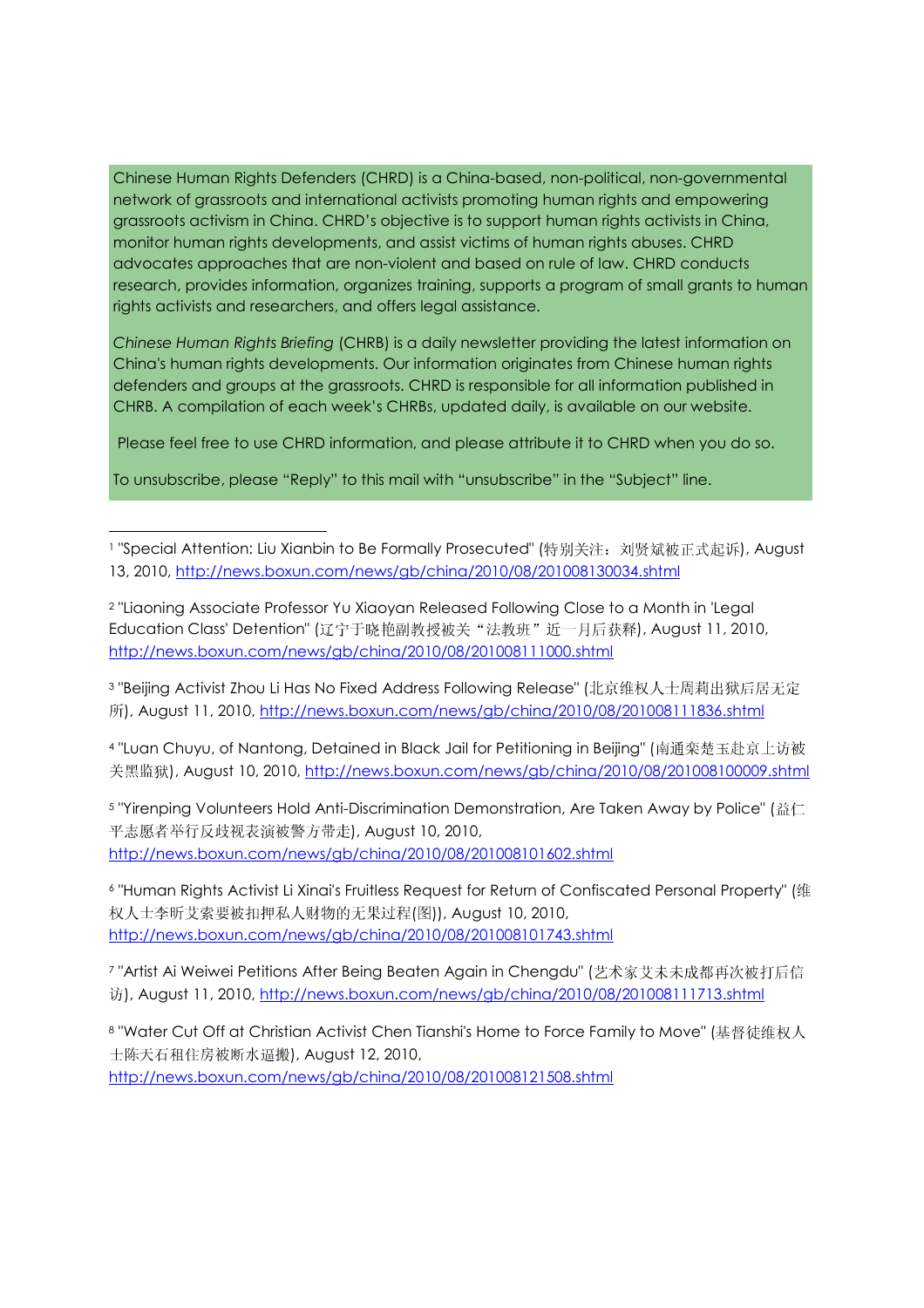Chinese Human Rights Defenders (CHRD) is a China-based, non-political, non-governmental network of grassroots and international activists promoting human rights and empowering grassroots activism in China. CHRD's objective is to support human rights activists in China, monitor human rights developments, and assist victims of human rights abuses. CHRD advocates approaches that are non-violent and based on rule of law. CHRD conducts research, provides information, organizes training, supports a program of small grants to human rights activists and researchers, and offers legal assistance.

*Chinese Human Rights Briefing* (CHRB) is a daily newsletter providing the latest information on China's human rights developments. Our information originates from Chinese human rights defenders and groups at the grassroots. CHRD is responsible for all information published in CHRB. A compilation of each week's CHRBs, updated daily, is available on our website.

Please feel free to use CHRD information, and please attribute it to CHRD when you do so.

To unsubscribe, please "Reply" to this mail with "unsubscribe" in the "Subject" line.

---

[1] "Special Attention: Liu Xianbin to Be Formally Prosecuted" (特别关注：刘贤斌被正式起诉), August 13, 2010, http://news.boxun.com/news/gb/china/2010/08/201008130034.shtml

[2] "Liaoning Associate Professor Yu Xiaoyan Released Following Close to a Month in 'Legal Education Class' Detention" (辽宁于晓艳副教授被关"法教班"近一月后获释), August 11, 2010, http://news.boxun.com/news/gb/china/2010/08/201008111000.shtml

[3] "Beijing Activist Zhou Li Has No Fixed Address Following Release" (北京维权人士周莉出狱后居无定所), August 11, 2010, http://news.boxun.com/news/gb/china/2010/08/201008111836.shtml

[4] "Luan Chuyu, of Nantong, Detained in Black Jail for Petitioning in Beijing" (南通栾楚玉赴京上访被关黑监狱), August 10, 2010, http://news.boxun.com/news/gb/china/2010/08/201008100009.shtml

[5] "Yirenping Volunteers Hold Anti-Discrimination Demonstration, Are Taken Away by Police" (益仁平志愿者举行反歧视表演被警方带走), August 10, 2010, http://news.boxun.com/news/gb/china/2010/08/201008101602.shtml

[6] "Human Rights Activist Li Xinai's Fruitless Request for Return of Confiscated Personal Property" (维权人士李昕艾索要被扣押私人财物的无果过程(图)), August 10, 2010, http://news.boxun.com/news/gb/china/2010/08/201008101743.shtml

[7] "Artist Ai Weiwei Petitions After Being Beaten Again in Chengdu" (艺术家艾未未成都再次被打后信访), August 11, 2010, http://news.boxun.com/news/gb/china/2010/08/201008111713.shtml

[8] "Water Cut Off at Christian Activist Chen Tianshi's Home to Force Family to Move" (基督徒维权人士陈天石租住房被断水逼搬), August 12, 2010, http://news.boxun.com/news/gb/china/2010/08/201008121508.shtml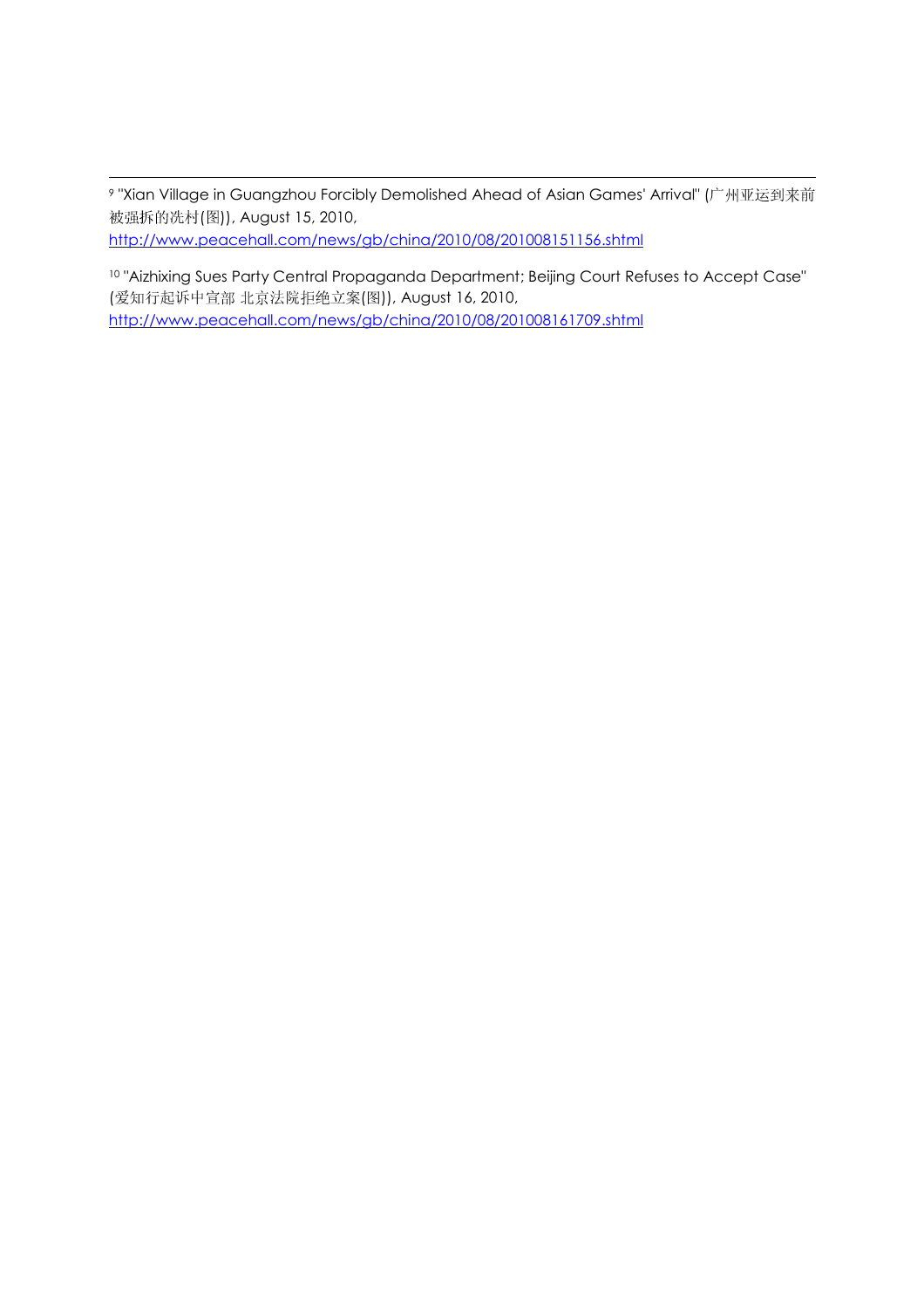[9] "Xian Village in Guangzhou Forcibly Demolished Ahead of Asian Games' Arrival" (广州亚运到来前被强拆的冼村(图)), August 15, 2010, http://www.peacehall.com/news/gb/china/2010/08/201008151156.shtml

[10] "Aizhixing Sues Party Central Propaganda Department; Beijing Court Refuses to Accept Case" (爱知行起诉中宣部 北京法院拒绝立案(图)), August 16, 2010, http://www.peacehall.com/news/gb/china/2010/08/201008161709.shtml